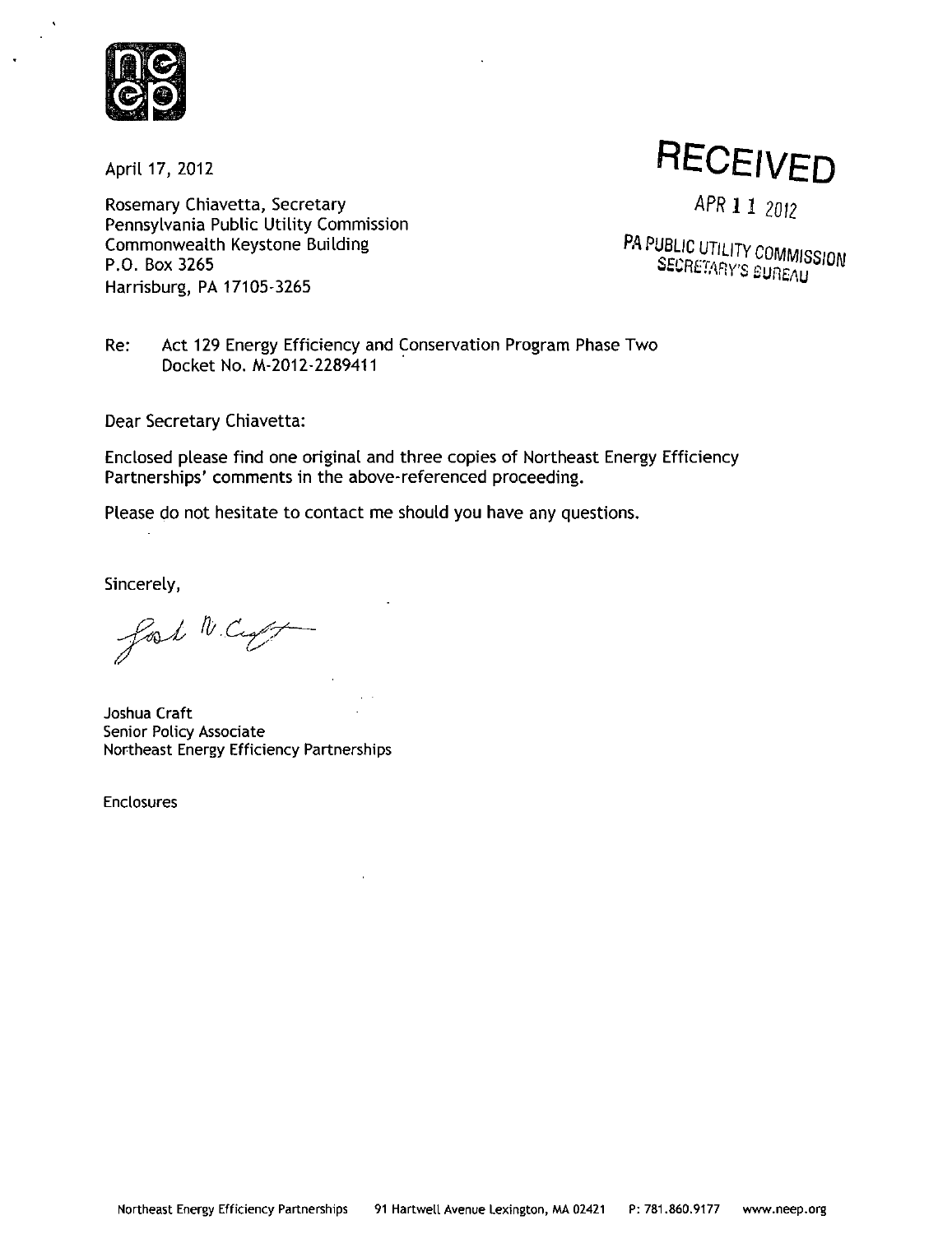April 17, 2012

**RECEIVED**

APR 11 2012

PA PUBLIC UTILITY COMMISSION
SECRETARY'S BUREAU

Rosemary Chiavetta, Secretary
Pennsylvania Public Utility Commission
Commonwealth Keystone Building
P.O. Box 3265
Harrisburg, PA 17105-3265

Re: Act 129 Energy Efficiency and Conservation Program Phase Two
Docket No. M-2012-2289411

Dear Secretary Chiavetta:

Enclosed please find one original and three copies of Northeast Energy Efficiency Partnerships' comments in the above-referenced proceeding.

Please do not hesitate to contact me should you have any questions.

Sincerely,

Joshua Craft
Senior Policy Associate
Northeast Energy Efficiency Partnerships

Enclosures

Northeast Energy Efficiency Partnerships 91 Hartwell Avenue Lexington, MA 02421 P: 781.860.9177 www.neep.org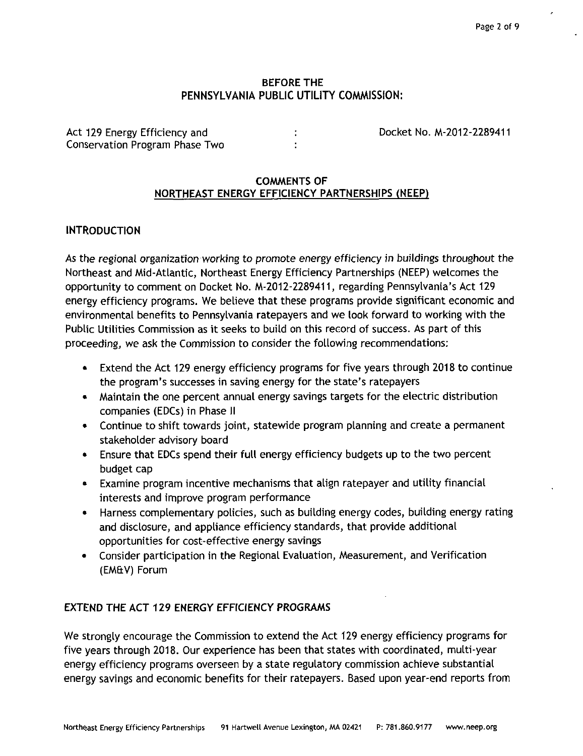## BEFORE THE PENNSYLVANIA PUBLIC UTILITY COMMISSION:

| | | |
|---|---|---|
| Act 129 Energy Efficiency and Conservation Program Phase Two | : | Docket No. M-2012-2289411 |

## COMMENTS OF NORTHEAST ENERGY EFFICIENCY PARTNERSHIPS (NEEP)

### INTRODUCTION

As the regional organization working to promote energy efficiency in buildings throughout the Northeast and Mid-Atlantic, Northeast Energy Efficiency Partnerships (NEEP) welcomes the opportunity to comment on Docket No. M-2012-2289411, regarding Pennsylvania's Act 129 energy efficiency programs. We believe that these programs provide significant economic and environmental benefits to Pennsylvania ratepayers and we look forward to working with the Public Utilities Commission as it seeks to build on this record of success. As part of this proceeding, we ask the Commission to consider the following recommendations:

- Extend the Act 129 energy efficiency programs for five years through 2018 to continue the program's successes in saving energy for the state's ratepayers
- Maintain the one percent annual energy savings targets for the electric distribution companies (EDCs) in Phase II
- Continue to shift towards joint, statewide program planning and create a permanent stakeholder advisory board
- Ensure that EDCs spend their full energy efficiency budgets up to the two percent budget cap
- Examine program incentive mechanisms that align ratepayer and utility financial interests and improve program performance
- Harness complementary policies, such as building energy codes, building energy rating and disclosure, and appliance efficiency standards, that provide additional opportunities for cost-effective energy savings
- Consider participation in the Regional Evaluation, Measurement, and Verification (EM&V) Forum

### EXTEND THE ACT 129 ENERGY EFFICIENCY PROGRAMS

We strongly encourage the Commission to extend the Act 129 energy efficiency programs for five years through 2018. Our experience has been that states with coordinated, multi-year energy efficiency programs overseen by a state regulatory commission achieve substantial energy savings and economic benefits for their ratepayers. Based upon year-end reports from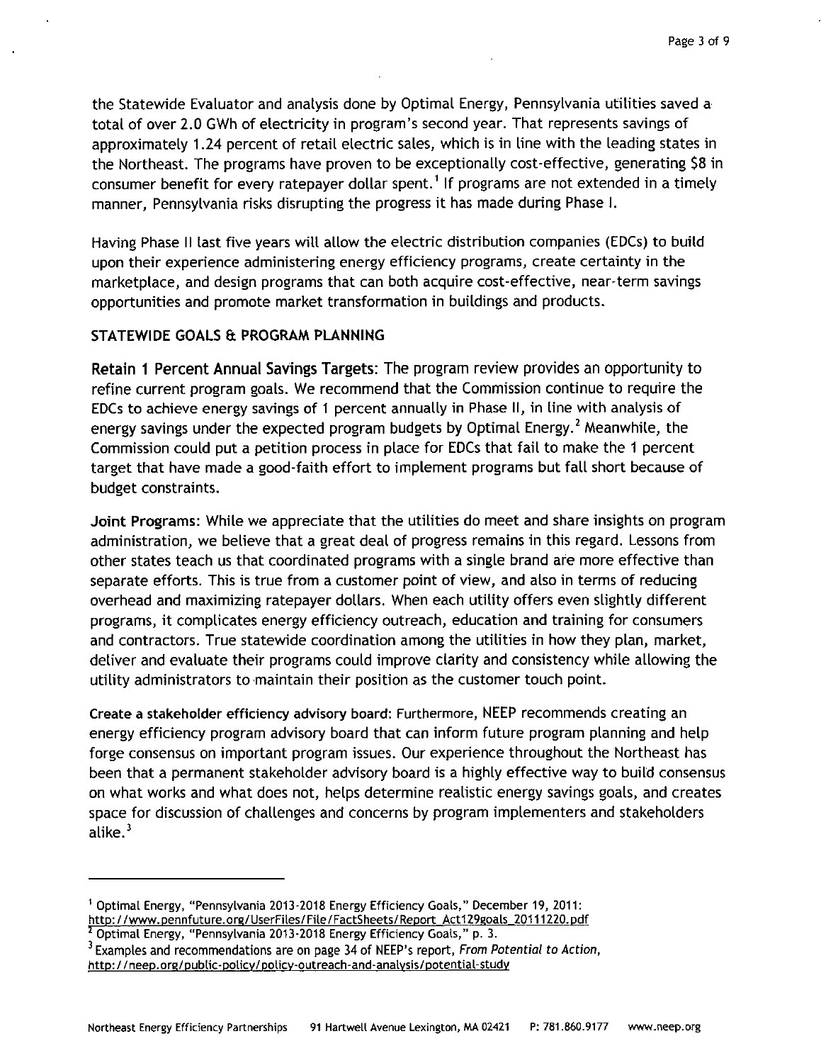the Statewide Evaluator and analysis done by Optimal Energy, Pennsylvania utilities saved a total of over 2.0 GWh of electricity in program's second year. That represents savings of approximately 1.24 percent of retail electric sales, which is in line with the leading states in the Northeast. The programs have proven to be exceptionally cost-effective, generating $8 in consumer benefit for every ratepayer dollar spent.[1] If programs are not extended in a timely manner, Pennsylvania risks disrupting the progress it has made during Phase I.

Having Phase II last five years will allow the electric distribution companies (EDCs) to build upon their experience administering energy efficiency programs, create certainty in the marketplace, and design programs that can both acquire cost-effective, near-term savings opportunities and promote market transformation in buildings and products.

## STATEWIDE GOALS & PROGRAM PLANNING

**Retain 1 Percent Annual Savings Targets:** The program review provides an opportunity to refine current program goals. We recommend that the Commission continue to require the EDCs to achieve energy savings of 1 percent annually in Phase II, in line with analysis of energy savings under the expected program budgets by Optimal Energy.[2] Meanwhile, the Commission could put a petition process in place for EDCs that fail to make the 1 percent target that have made a good-faith effort to implement programs but fall short because of budget constraints.

**Joint Programs:** While we appreciate that the utilities do meet and share insights on program administration, we believe that a great deal of progress remains in this regard. Lessons from other states teach us that coordinated programs with a single brand are more effective than separate efforts. This is true from a customer point of view, and also in terms of reducing overhead and maximizing ratepayer dollars. When each utility offers even slightly different programs, it complicates energy efficiency outreach, education and training for consumers and contractors. True statewide coordination among the utilities in how they plan, market, deliver and evaluate their programs could improve clarity and consistency while allowing the utility administrators to maintain their position as the customer touch point.

**Create a stakeholder efficiency advisory board:** Furthermore, NEEP recommends creating an energy efficiency program advisory board that can inform future program planning and help forge consensus on important program issues. Our experience throughout the Northeast has been that a permanent stakeholder advisory board is a highly effective way to build consensus on what works and what does not, helps determine realistic energy savings goals, and creates space for discussion of challenges and concerns by program implementers and stakeholders alike.[3]

---

[1] Optimal Energy, "Pennsylvania 2013-2018 Energy Efficiency Goals," December 19, 2011: http://www.pennfuture.org/UserFiles/File/FactSheets/Report_Act129goals_20111220.pdf

[2] Optimal Energy, "Pennsylvania 2013-2018 Energy Efficiency Goals," p. 3.

[3] Examples and recommendations are on page 34 of NEEP's report, *From Potential to Action*, http://neep.org/public-policy/policy-outreach-and-analysis/potential-study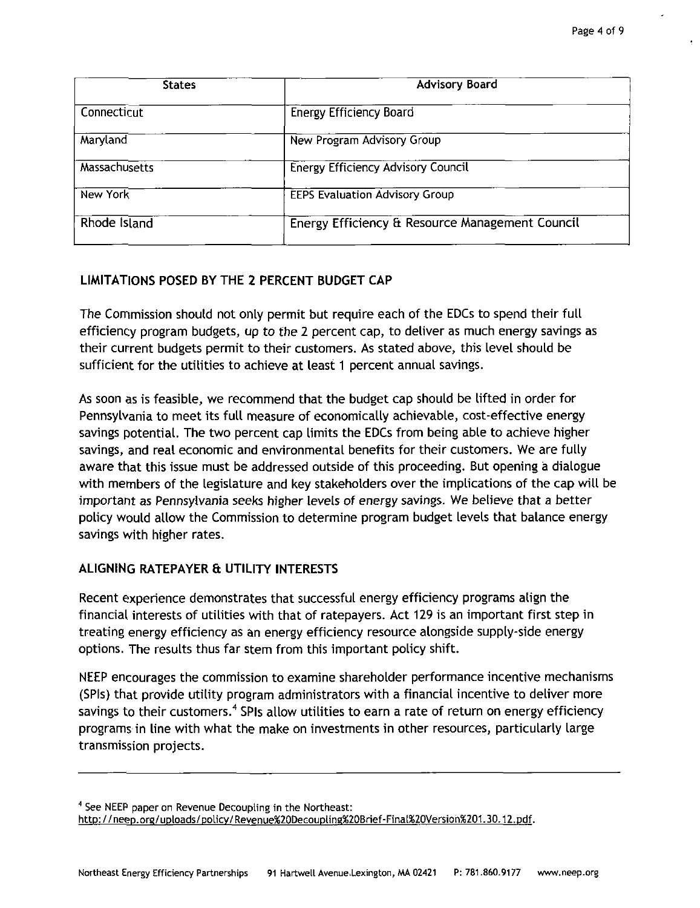| States | Advisory Board |
|---|---|
| Connecticut | Energy Efficiency Board |
| Maryland | New Program Advisory Group |
| Massachusetts | Energy Efficiency Advisory Council |
| New York | EEPS Evaluation Advisory Group |
| Rhode Island | Energy Efficiency & Resource Management Council |

## LIMITATIONS POSED BY THE 2 PERCENT BUDGET CAP

The Commission should not only permit but require each of the EDCs to spend their full efficiency program budgets, up to the 2 percent cap, to deliver as much energy savings as their current budgets permit to their customers. As stated above, this level should be sufficient for the utilities to achieve at least 1 percent annual savings.

As soon as is feasible, we recommend that the budget cap should be lifted in order for Pennsylvania to meet its full measure of economically achievable, cost-effective energy savings potential. The two percent cap limits the EDCs from being able to achieve higher savings, and real economic and environmental benefits for their customers. We are fully aware that this issue must be addressed outside of this proceeding. But opening a dialogue with members of the legislature and key stakeholders over the implications of the cap will be important as Pennsylvania seeks higher levels of energy savings. We believe that a better policy would allow the Commission to determine program budget levels that balance energy savings with higher rates.

## ALIGNING RATEPAYER & UTILITY INTERESTS

Recent experience demonstrates that successful energy efficiency programs align the financial interests of utilities with that of ratepayers. Act 129 is an important first step in treating energy efficiency as an energy efficiency resource alongside supply-side energy options. The results thus far stem from this important policy shift.

NEEP encourages the commission to examine shareholder performance incentive mechanisms (SPIs) that provide utility program administrators with a financial incentive to deliver more savings to their customers.[4] SPIs allow utilities to earn a rate of return on energy efficiency programs in line with what the make on investments in other resources, particularly large transmission projects.

---

[4] See NEEP paper on Revenue Decoupling in the Northeast: http://neep.org/uploads/policy/Revenue%20Decoupling%20Brief-Final%20Version%201.30.12.pdf.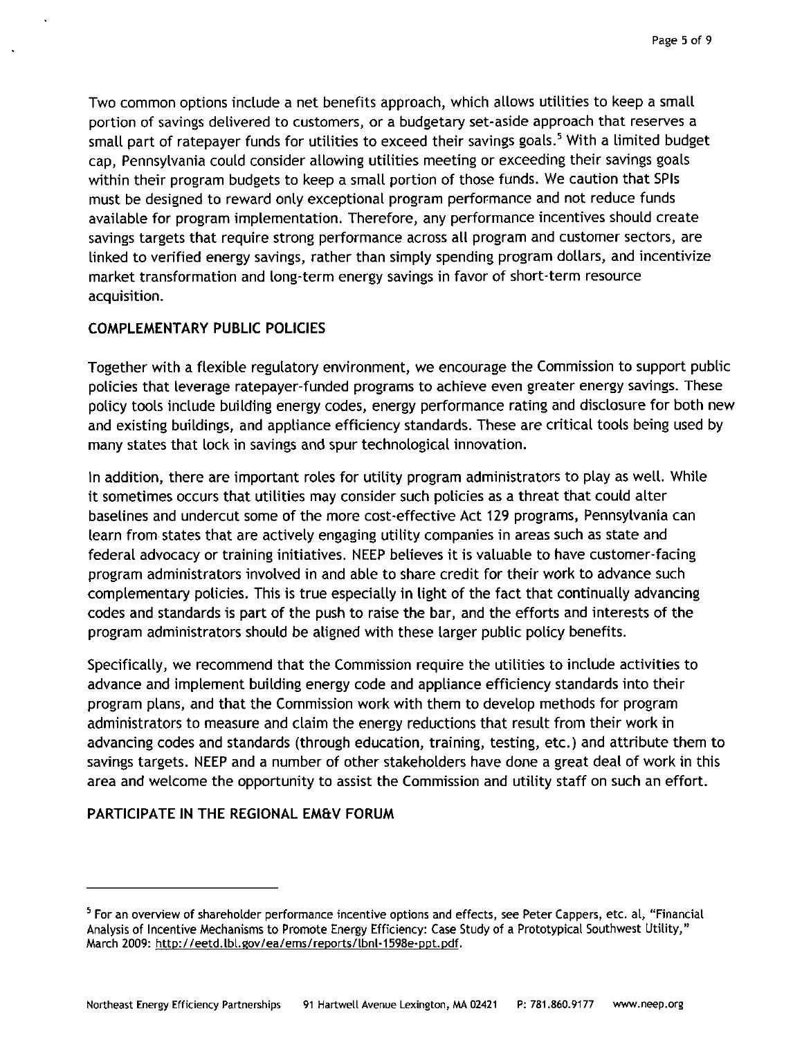Two common options include a net benefits approach, which allows utilities to keep a small portion of savings delivered to customers, or a budgetary set-aside approach that reserves a small part of ratepayer funds for utilities to exceed their savings goals.[5] With a limited budget cap, Pennsylvania could consider allowing utilities meeting or exceeding their savings goals within their program budgets to keep a small portion of those funds. We caution that SPIs must be designed to reward only exceptional program performance and not reduce funds available for program implementation. Therefore, any performance incentives should create savings targets that require strong performance across all program and customer sectors, are linked to verified energy savings, rather than simply spending program dollars, and incentivize market transformation and long-term energy savings in favor of short-term resource acquisition.

## COMPLEMENTARY PUBLIC POLICIES

Together with a flexible regulatory environment, we encourage the Commission to support public policies that leverage ratepayer-funded programs to achieve even greater energy savings. These policy tools include building energy codes, energy performance rating and disclosure for both new and existing buildings, and appliance efficiency standards. These are critical tools being used by many states that lock in savings and spur technological innovation.

In addition, there are important roles for utility program administrators to play as well. While it sometimes occurs that utilities may consider such policies as a threat that could alter baselines and undercut some of the more cost-effective Act 129 programs, Pennsylvania can learn from states that are actively engaging utility companies in areas such as state and federal advocacy or training initiatives. NEEP believes it is valuable to have customer-facing program administrators involved in and able to share credit for their work to advance such complementary policies. This is true especially in light of the fact that continually advancing codes and standards is part of the push to raise the bar, and the efforts and interests of the program administrators should be aligned with these larger public policy benefits.

Specifically, we recommend that the Commission require the utilities to include activities to advance and implement building energy code and appliance efficiency standards into their program plans, and that the Commission work with them to develop methods for program administrators to measure and claim the energy reductions that result from their work in advancing codes and standards (through education, training, testing, etc.) and attribute them to savings targets. NEEP and a number of other stakeholders have done a great deal of work in this area and welcome the opportunity to assist the Commission and utility staff on such an effort.

## PARTICIPATE IN THE REGIONAL EM&V FORUM

---

[5] For an overview of shareholder performance incentive options and effects, see Peter Cappers, etc. al, "Financial Analysis of Incentive Mechanisms to Promote Energy Efficiency: Case Study of a Prototypical Southwest Utility," March 2009: http://eetd.lbl.gov/ea/ems/reports/lbnl-1598e-ppt.pdf.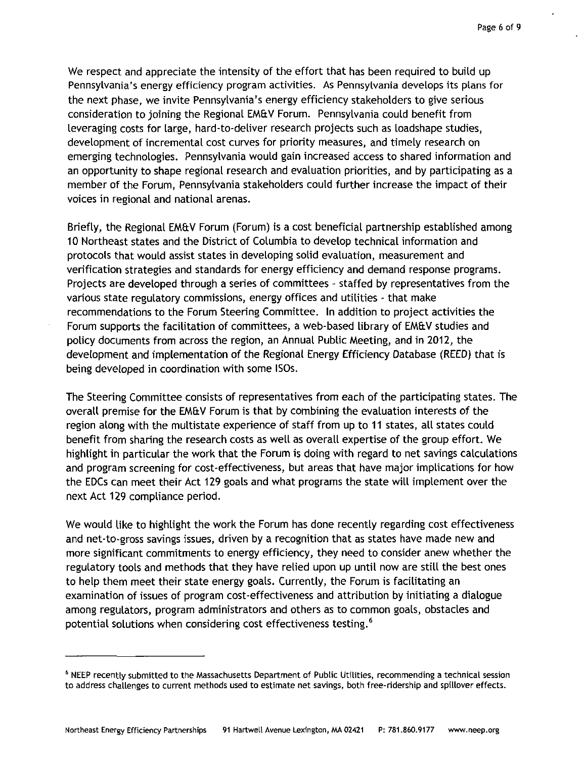We respect and appreciate the intensity of the effort that has been required to build up Pennsylvania's energy efficiency program activities. As Pennsylvania develops its plans for the next phase, we invite Pennsylvania's energy efficiency stakeholders to give serious consideration to joining the Regional EM&V Forum. Pennsylvania could benefit from leveraging costs for large, hard-to-deliver research projects such as loadshape studies, development of incremental cost curves for priority measures, and timely research on emerging technologies. Pennsylvania would gain increased access to shared information and an opportunity to shape regional research and evaluation priorities, and by participating as a member of the Forum, Pennsylvania stakeholders could further increase the impact of their voices in regional and national arenas.

Briefly, the Regional EM&V Forum (Forum) is a cost beneficial partnership established among 10 Northeast states and the District of Columbia to develop technical information and protocols that would assist states in developing solid evaluation, measurement and verification strategies and standards for energy efficiency and demand response programs. Projects are developed through a series of committees - staffed by representatives from the various state regulatory commissions, energy offices and utilities - that make recommendations to the Forum Steering Committee. In addition to project activities the Forum supports the facilitation of committees, a web-based library of EM&V studies and policy documents from across the region, an Annual Public Meeting, and in 2012, the development and implementation of the Regional Energy Efficiency Database (REED) that is being developed in coordination with some ISOs.

The Steering Committee consists of representatives from each of the participating states. The overall premise for the EM&V Forum is that by combining the evaluation interests of the region along with the multistate experience of staff from up to 11 states, all states could benefit from sharing the research costs as well as overall expertise of the group effort. We highlight in particular the work that the Forum is doing with regard to net savings calculations and program screening for cost-effectiveness, but areas that have major implications for how the EDCs can meet their Act 129 goals and what programs the state will implement over the next Act 129 compliance period.

We would like to highlight the work the Forum has done recently regarding cost effectiveness and net-to-gross savings issues, driven by a recognition that as states have made new and more significant commitments to energy efficiency, they need to consider anew whether the regulatory tools and methods that they have relied upon up until now are still the best ones to help them meet their state energy goals. Currently, the Forum is facilitating an examination of issues of program cost-effectiveness and attribution by initiating a dialogue among regulators, program administrators and others as to common goals, obstacles and potential solutions when considering cost effectiveness testing.[6]

[6] NEEP recently submitted to the Massachusetts Department of Public Utilities, recommending a technical session to address challenges to current methods used to estimate net savings, both free-ridership and spillover effects.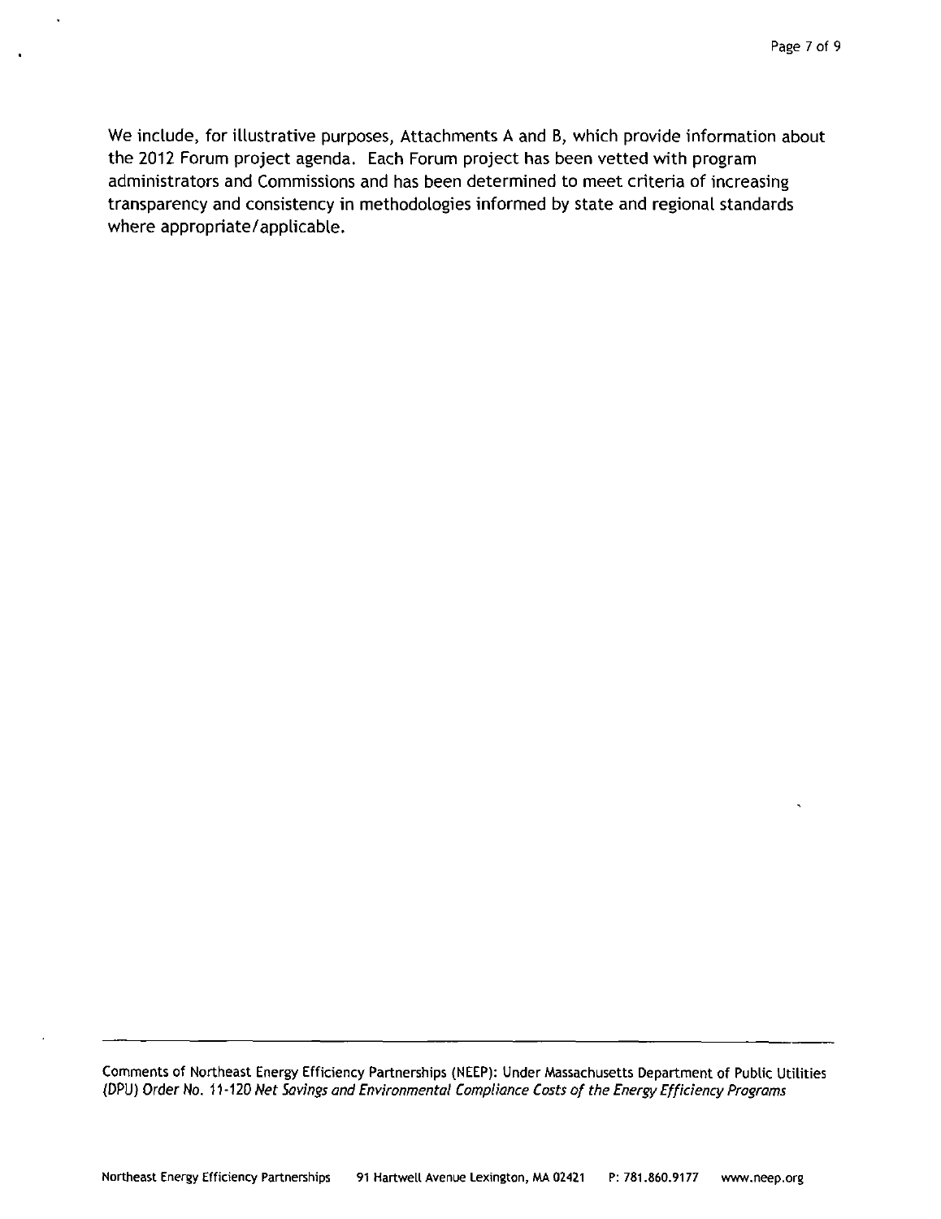We include, for illustrative purposes, Attachments A and B, which provide information about the 2012 Forum project agenda. Each Forum project has been vetted with program administrators and Commissions and has been determined to meet criteria of increasing transparency and consistency in methodologies informed by state and regional standards where appropriate/applicable.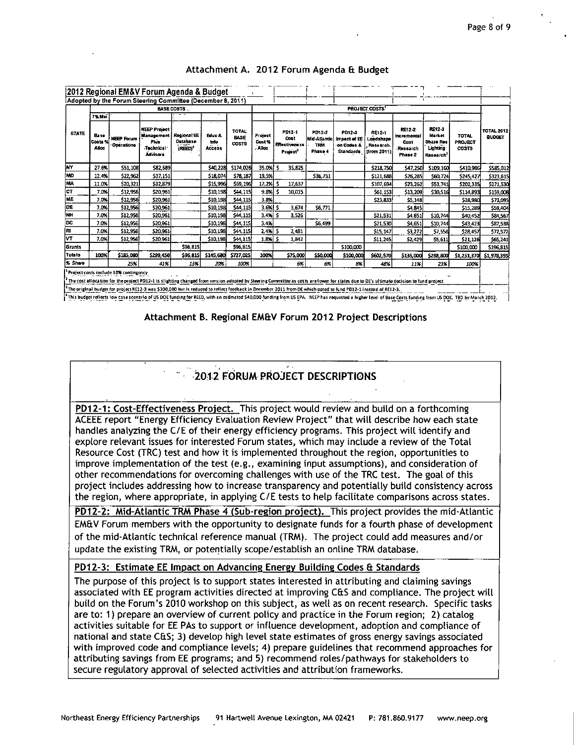## Attachment A. 2012 Forum Agenda & Budget

**2012 Regional EM&V Forum Agenda & Budget**

**Adopted by the Forum Steering Committee (December 8, 2011)**

| | BASE COSTS | | | | | | PROJECT COSTS[1] | | | | | | | | |
|---|---|---|---|---|---|---|---|---|---|---|---|---|---|---|---|
| | 7% Min | | | | | | | | | | | | | | |
| STATE | Base Costs % Alloc | NEEP Forum Operations | NEEP Project Management Plus Technical Advisors | Regional EE Database (REED)[4] | Educ & Info Access | TOTAL BASE COSTS | Project Cost % Alloc | PD12-1 Cost Effectiveness Project[2] | PD12-2 Mid-Atlantic TRM Phase 4 | PD12-3 Impact of EE on Codes & Standards | RE12-1 Loadshape Research (from 2011) | RE12-2 Incremental Cost Research Phase 2 | RE12-3 Market Share Res Lighting Research[3] | TOTAL PROJECT COSTS | TOTAL 2012 BUDGET |
| NY | 27.6% | $51,108 | $82,689 | | $40,228 | $174,026 | 35.0% | $ 35,825 | | | $218,750 | $47,250 | $109,160 | $410,986 | $585,012 |
| MD | 12.4% | $22,962 | $37,151 | | $18,074 | $78,187 | 19.5% | | $36,731 | | $121,688 | $26,285 | $60,724 | $245,427 | $323,615 |
| MA | 11.0% | $20,321 | $32,879 | | $15,996 | $69,196 | 17.2% | $ 17,637 | | | $107,694 | $23,262 | $53,741 | $202,335 | $271,530 |
| CT | 7.0% | $12,956 | $20,961 | | $10,198 | $44,115 | 9.8% | $ 10,015 | | | $61,153 | $13,209 | $30,516 | $114,893 | $159,008 |
| ME | 7.0% | $12,956 | $20,961 | | $10,198 | $44,115 | 3.8% | | | | $23,833 | $5,148 | | $28,980 | $73,095 |
| DE | 7.0% | $12,956 | $20,961 | | $10,198 | $44,115 | 3.6% | $ 3,674 | $6,771 | | | $4,845 | | $15,289 | $59,404 |
| NH | 7.0% | $12,956 | $20,961 | | $10,198 | $44,115 | 3.4% | $ 3,526 | | | $21,531 | $4,651 | $10,744 | $40,452 | $84,567 |
| DC | 7.0% | $12,956 | $20,961 | | $10,198 | $44,115 | 3.4% | | $6,499 | | $21,530 | $4,651 | $10,744 | $43,423 | $87,538 |
| RI | 7.0% | $12,956 | $20,961 | | $10,198 | $44,115 | 2.4% | $ 2,481 | | | $15,147 | $3,272 | $7,558 | $28,457 | $72,572 |
| VT | 7.0% | $12,956 | $20,961 | | $10,198 | $44,115 | 1.8% | $ 1,842 | | | $11,245 | $2,429 | $5,611 | $21,126 | $65,241 |
| Grants | | | | $96,815 | | $96,815 | | | | $100,000 | | | | $100,000 | $196,815 |
| Totals | 100% | $185,080 | $299,450 | $96,815 | $145,680 | $727,025 | 100% | $75,000 | $50,000 | $100,000 | $602,570 | $135,000 | $288,800 | $1,251,370 | $1,978,395 |
| % Share | | 25% | 41% | 13% | 20% | 100% | | 6% | 6% | 8% | 48% | 11% | 23% | 100% | |

[1] Project costs include 10% contingency

[2] The cost allocation for the project PD12-1 is slighting changed from version adopted by Steering Committee as costs are lower for states due to DE's ultimate decision to fund project

[3] The original budget for project RE12-3 was $300,000 but is reduced to reflect feedback in December 2011 from DE which opted to fund PD12-1 instead of RE12-3.

[4] This budget reflects low case scenario of US DOE funding for REED, with an estimated $40,000 funding from US EPA. NEEP has requested a higher level of Base Costs funding from US DOE. TBD by March 2012.

## Attachment B. Regional EM&V Forum 2012 Project Descriptions

### 2012 FORUM PROJECT DESCRIPTIONS

**PD12-1: Cost-Effectiveness Project.** This project would review and build on a forthcoming ACEEE report "Energy Efficiency Evaluation Review Project" that will describe how each state handles analyzing the C/E of their energy efficiency programs. This project will identify and explore relevant issues for interested Forum states, which may include a review of the Total Resource Cost (TRC) test and how it is implemented throughout the region, opportunities to improve implementation of the test (e.g., examining input assumptions), and consideration of other recommendations for overcoming challenges with use of the TRC test. The goal of this project includes addressing how to increase transparency and potentially build consistency across the region, where appropriate, in applying C/E tests to help facilitate comparisons across states.

**PD12-2: Mid-Atlantic TRM Phase 4 (Sub-region project).** This project provides the mid-Atlantic EM&V Forum members with the opportunity to designate funds for a fourth phase of development of the mid-Atlantic technical reference manual (TRM). The project could add measures and/or update the existing TRM, or potentially scope/establish an online TRM database.

**PD12-3: Estimate EE Impact on Advancing Energy Building Codes & Standards**

The purpose of this project is to support states interested in attributing and claiming savings associated with EE program activities directed at improving C&S and compliance. The project will build on the Forum's 2010 workshop on this subject, as well as on recent research. Specific tasks are to: 1) prepare an overview of current policy and practice in the Forum region; 2) catalog activities suitable for EE PAs to support or influence development, adoption and compliance of national and state C&S; 3) develop high level state estimates of gross energy savings associated with improved code and compliance levels; 4) prepare guidelines that recommend approaches for attributing savings from EE programs; and 5) recommend roles/pathways for stakeholders to secure regulatory approval of selected activities and attribution frameworks.

Northeast Energy Efficiency Partnerships 91 Hartwell Avenue Lexington, MA 02421 P: 781.860.9177 www.neep.org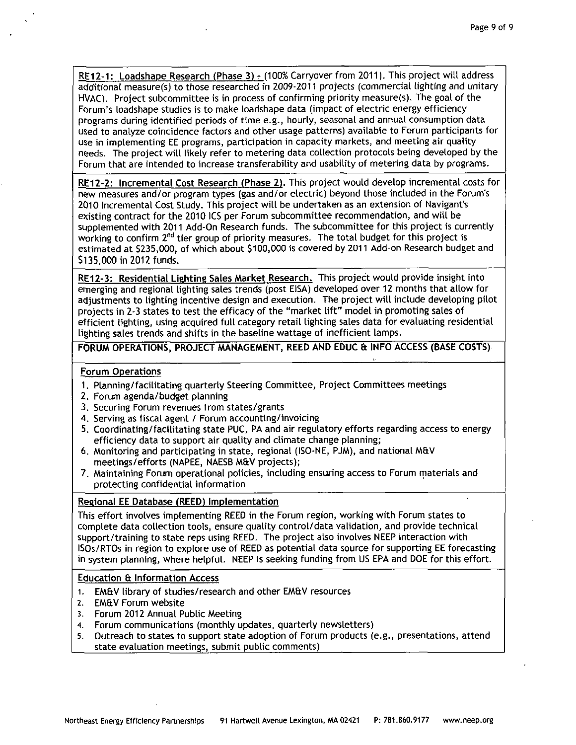**RE12-1: Loadshape Research (Phase 3) -** (100% Carryover from 2011). This project will address additional measure(s) to those researched in 2009-2011 projects (commercial lighting and unitary HVAC). Project subcommittee is in process of confirming priority measure(s). The goal of the Forum's loadshape studies is to make loadshape data (impact of electric energy efficiency programs during identified periods of time e.g., hourly, seasonal and annual consumption data used to analyze coincidence factors and other usage patterns) available to Forum participants for use in implementing EE programs, participation in capacity markets, and meeting air quality needs. The project will likely refer to metering data collection protocols being developed by the Forum that are intended to increase transferability and usability of metering data by programs.

**RE12-2: Incremental Cost Research (Phase 2).** This project would develop incremental costs for new measures and/or program types (gas and/or electric) beyond those included in the Forum's 2010 Incremental Cost Study. This project will be undertaken as an extension of Navigant's existing contract for the 2010 ICS per Forum subcommittee recommendation, and will be supplemented with 2011 Add-On Research funds. The subcommittee for this project is currently working to confirm 2nd tier group of priority measures. The total budget for this project is estimated at $235,000, of which about $100,000 is covered by 2011 Add-on Research budget and $135,000 in 2012 funds.

**RE12-3: Residential Lighting Sales Market Research.** This project would provide insight into emerging and regional lighting sales trends (post EISA) developed over 12 months that allow for adjustments to lighting incentive design and execution. The project will include developing pilot projects in 2-3 states to test the efficacy of the "market lift" model in promoting sales of efficient lighting, using acquired full category retail lighting sales data for evaluating residential lighting sales trends and shifts in the baseline wattage of inefficient lamps.

**FORUM OPERATIONS, PROJECT MANAGEMENT, REED AND EDUC & INFO ACCESS (BASE COSTS)**

**Forum Operations**

1. Planning/facilitating quarterly Steering Committee, Project Committees meetings
2. Forum agenda/budget planning
3. Securing Forum revenues from states/grants
4. Serving as fiscal agent / Forum accounting/invoicing
5. Coordinating/facilitating state PUC, PA and air regulatory efforts regarding access to energy efficiency data to support air quality and climate change planning;
6. Monitoring and participating in state, regional (ISO-NE, PJM), and national M&V meetings/efforts (NAPEE, NAESB M&V projects);
7. Maintaining Forum operational policies, including ensuring access to Forum materials and protecting confidential information

**Regional EE Database (REED) Implementation**

This effort involves implementing REED in the Forum region, working with Forum states to complete data collection tools, ensure quality control/data validation, and provide technical support/training to state reps using REED. The project also involves NEEP interaction with ISOs/RTOs in region to explore use of REED as potential data source for supporting EE forecasting in system planning, where helpful. NEEP is seeking funding from US EPA and DOE for this effort.

**Education & Information Access**

1. EM&V library of studies/research and other EM&V resources
2. EM&V Forum website
3. Forum 2012 Annual Public Meeting
4. Forum communications (monthly updates, quarterly newsletters)
5. Outreach to states to support state adoption of Forum products (e.g., presentations, attend state evaluation meetings, submit public comments)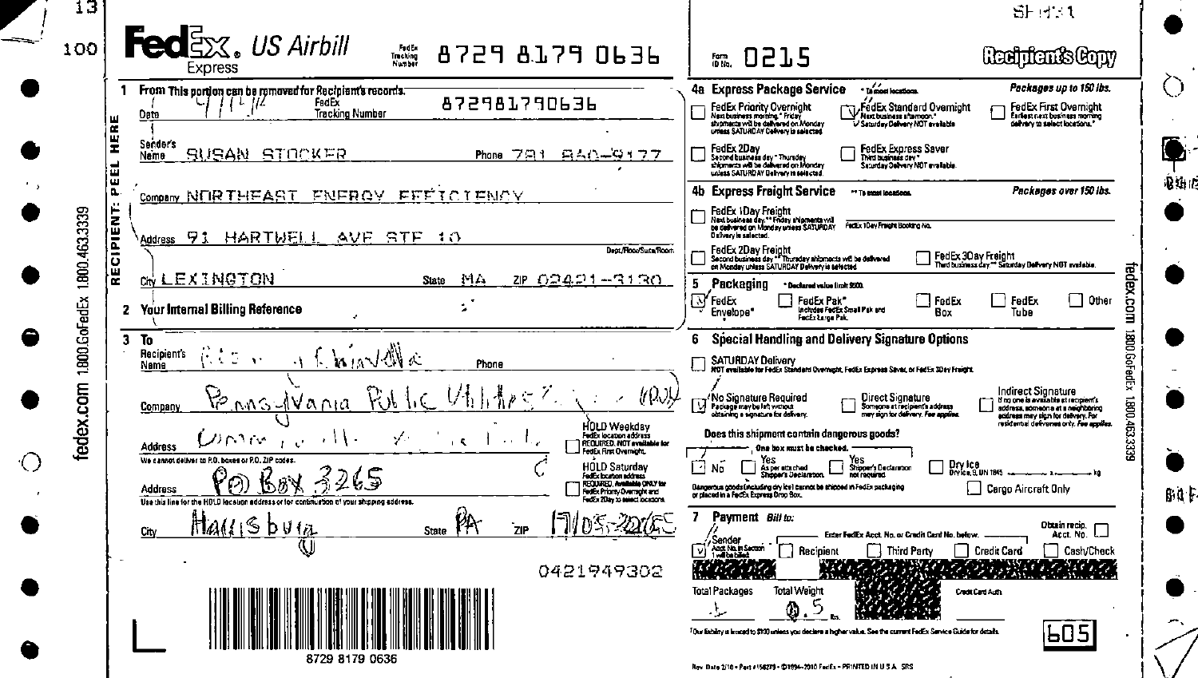13

100

# FedEx Express US Airbill

FedEx Tracking Number **8729 8179 0636**

Form ID No. **0215**

SH 4/11

**Recipient's Copy**

RECIPIENT: PEEL HERE

fedex.com 1.800.GoFedEx 1.800.463.3339

## 1 From This portion can be removed for Recipient's records.

Date 4/11/12

FedEx Tracking Number 872981790636

Sender's Name SUSAN STOCKER

Phone 781 860-9177

Company NORTHEAST ENERGY EFFICIENCY

Address 91 HARTWELL AVE STE 10

Dept./Floor/Suite/Room

City LEXINGTON State MA ZIP 02421-3130

## 2 Your Internal Billing Reference

## 3 To

Recipient's Name Rosemary Chiavetta

Phone

Company Pennsylvania Public Utilities Comm

HOLD Weekday
FedEx location address REQUIRED. NOT available for FedEx First Overnight.

Address Commonwealth Keystone Bldg

We cannot deliver to P.O. boxes or P.O. ZIP codes.

HOLD Saturday
FedEx location address REQUIRED. Available ONLY for FedEx Priority Overnight and FedEx 2Day to select locations.

Address PO Box 3265

Use this line for the HOLD location address or for continuation of your shipping address.

City Harrisburg State PA ZIP 17105-3265

0421949302

8729 8179 0636

## 4a Express Package Service

\* To most locations.

Packages up to 150 lbs.

- [ ] FedEx Priority Overnight — Next business morning.\* Friday shipments will be delivered on Monday unless SATURDAY Delivery is selected.
- [x] FedEx Standard Overnight — Next business afternoon.\* Saturday Delivery NOT available.
- [ ] FedEx First Overnight — Earliest next business morning delivery to select locations.\*
- [ ] FedEx 2Day — Second business day.\* Thursday shipments will be delivered on Monday unless SATURDAY Delivery is selected.
- [ ] FedEx Express Saver — Third business day.\* Saturday Delivery NOT available.

## 4b Express Freight Service

\*\* To most locations.

Packages over 150 lbs.

- [ ] FedEx 1Day Freight — Next business day.\*\* Friday shipments will be delivered on Monday unless SATURDAY Delivery is selected. FedEx 1Day Freight Booking No.
- [ ] FedEx 2Day Freight — Second business day.\*\* Thursday shipments will be delivered on Monday unless SATURDAY Delivery is selected.
- [ ] FedEx 3Day Freight — Third business day.\*\* Saturday Delivery NOT available.

## 5 Packaging

\* Declared value limit $500.

- [x] FedEx Envelope\*
- [ ] FedEx Pak\* — Includes FedEx Small Pak and FedEx Large Pak.
- [ ] FedEx Box
- [ ] FedEx Tube
- [ ] Other

## 6 Special Handling and Delivery Signature Options

- [ ] SATURDAY Delivery — NOT available for FedEx Standard Overnight, FedEx Express Saver, or FedEx 3Day Freight.
- [x] No Signature Required — Package may be left without obtaining a signature for delivery.
- [ ] Direct Signature — Someone at recipient's address may sign for delivery. Fee applies.
- [ ] Indirect Signature — If no one is available at recipient's address, someone at a neighboring address may sign for delivery. For residential deliveries only. Fee applies.

**Does this shipment contain dangerous goods?**

One box must be checked.

- [x] No
- [ ] Yes — As per attached Shipper's Declaration.
- [ ] Yes — Shipper's Declaration not required.
- [ ] Dry Ice — Dry Ice, 9, UN 1845 ____ x ____ kg
- [ ] Cargo Aircraft Only

Dangerous goods (including dry ice) cannot be shipped in FedEx packaging or placed in a FedEx Express Drop Box.

## 7 Payment Bill to:

Enter FedEx Acct. No. or Credit Card No. below.

Obtain recip. Acct. No. [ ]

- [x] Sender — Acct. No. in Section 1 will be billed.
- [ ] Recipient
- [ ] Third Party
- [ ] Credit Card
- [ ] Cash/Check

Total Packages 1

Total Weight 0.5 lbs.

Credit Card Auth.

† Our liability is limited to $100 unless you declare a higher value. See the current FedEx Service Guide for details.

605

Rev. Date 2/10 • Part #158279 • ©1994–2010 FedEx • PRINTED IN U.S.A. SRS